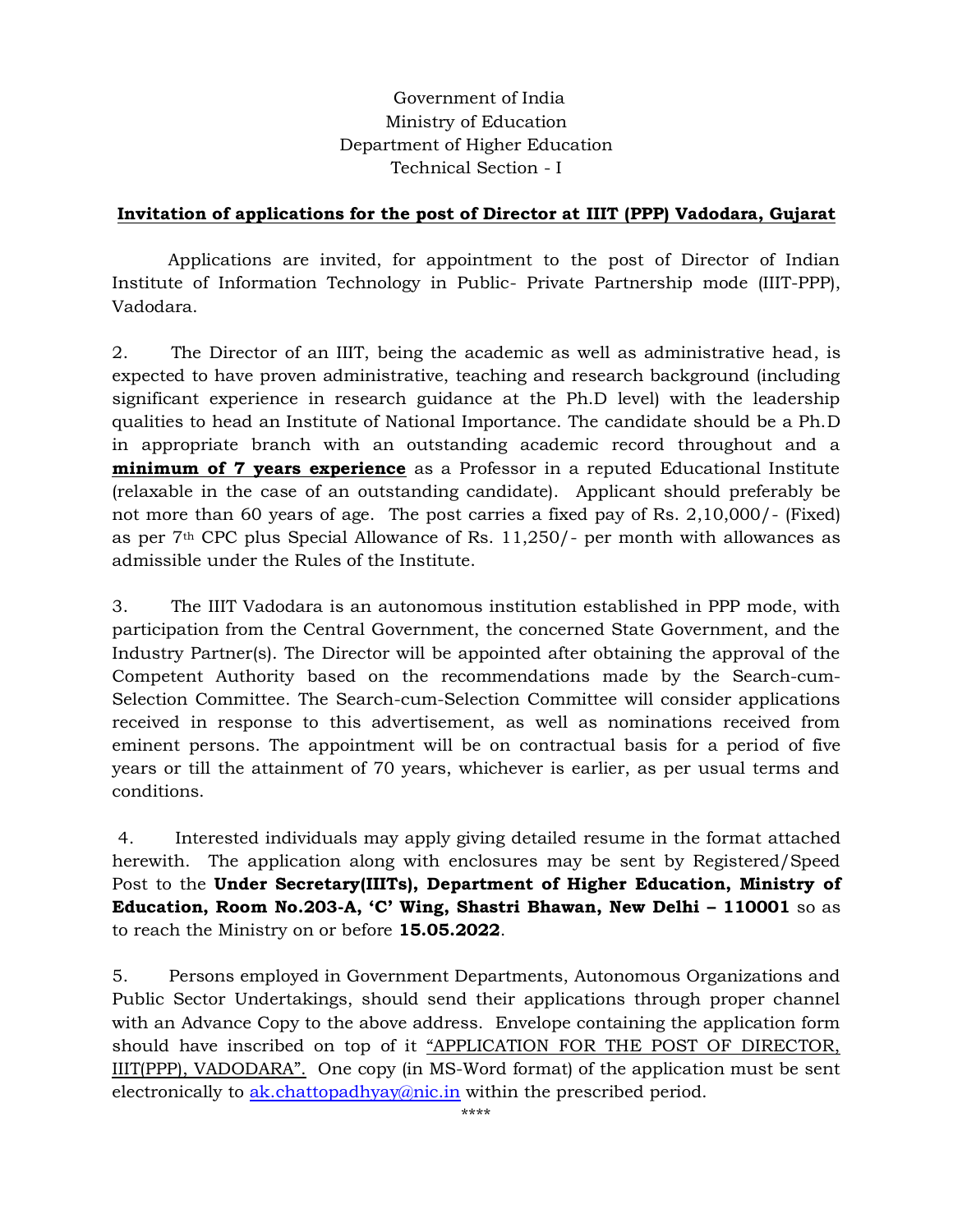Government of India
Ministry of Education
Department of Higher Education
Technical Section - I

**Invitation of applications for the post of Director at IIIT (PPP) Vadodara, Gujarat**

Applications are invited, for appointment to the post of Director of Indian Institute of Information Technology in Public- Private Partnership mode (IIIT-PPP), Vadodara.

2. The Director of an IIIT, being the academic as well as administrative head, is expected to have proven administrative, teaching and research background (including significant experience in research guidance at the Ph.D level) with the leadership qualities to head an Institute of National Importance. The candidate should be a Ph.D in appropriate branch with an outstanding academic record throughout and a **minimum of 7 years experience** as a Professor in a reputed Educational Institute (relaxable in the case of an outstanding candidate). Applicant should preferably be not more than 60 years of age. The post carries a fixed pay of Rs. 2,10,000/- (Fixed) as per 7th CPC plus Special Allowance of Rs. 11,250/- per month with allowances as admissible under the Rules of the Institute.

3. The IIIT Vadodara is an autonomous institution established in PPP mode, with participation from the Central Government, the concerned State Government, and the Industry Partner(s). The Director will be appointed after obtaining the approval of the Competent Authority based on the recommendations made by the Search-cum-Selection Committee. The Search-cum-Selection Committee will consider applications received in response to this advertisement, as well as nominations received from eminent persons. The appointment will be on contractual basis for a period of five years or till the attainment of 70 years, whichever is earlier, as per usual terms and conditions.

4. Interested individuals may apply giving detailed resume in the format attached herewith. The application along with enclosures may be sent by Registered/Speed Post to the **Under Secretary(IIITs), Department of Higher Education, Ministry of Education, Room No.203-A, 'C' Wing, Shastri Bhawan, New Delhi – 110001** so as to reach the Ministry on or before **15.05.2022**.

5. Persons employed in Government Departments, Autonomous Organizations and Public Sector Undertakings, should send their applications through proper channel with an Advance Copy to the above address. Envelope containing the application form should have inscribed on top of it "APPLICATION FOR THE POST OF DIRECTOR, IIIT(PPP), VADODARA". One copy (in MS-Word format) of the application must be sent electronically to ak.chattopadhyay@nic.in within the prescribed period.

****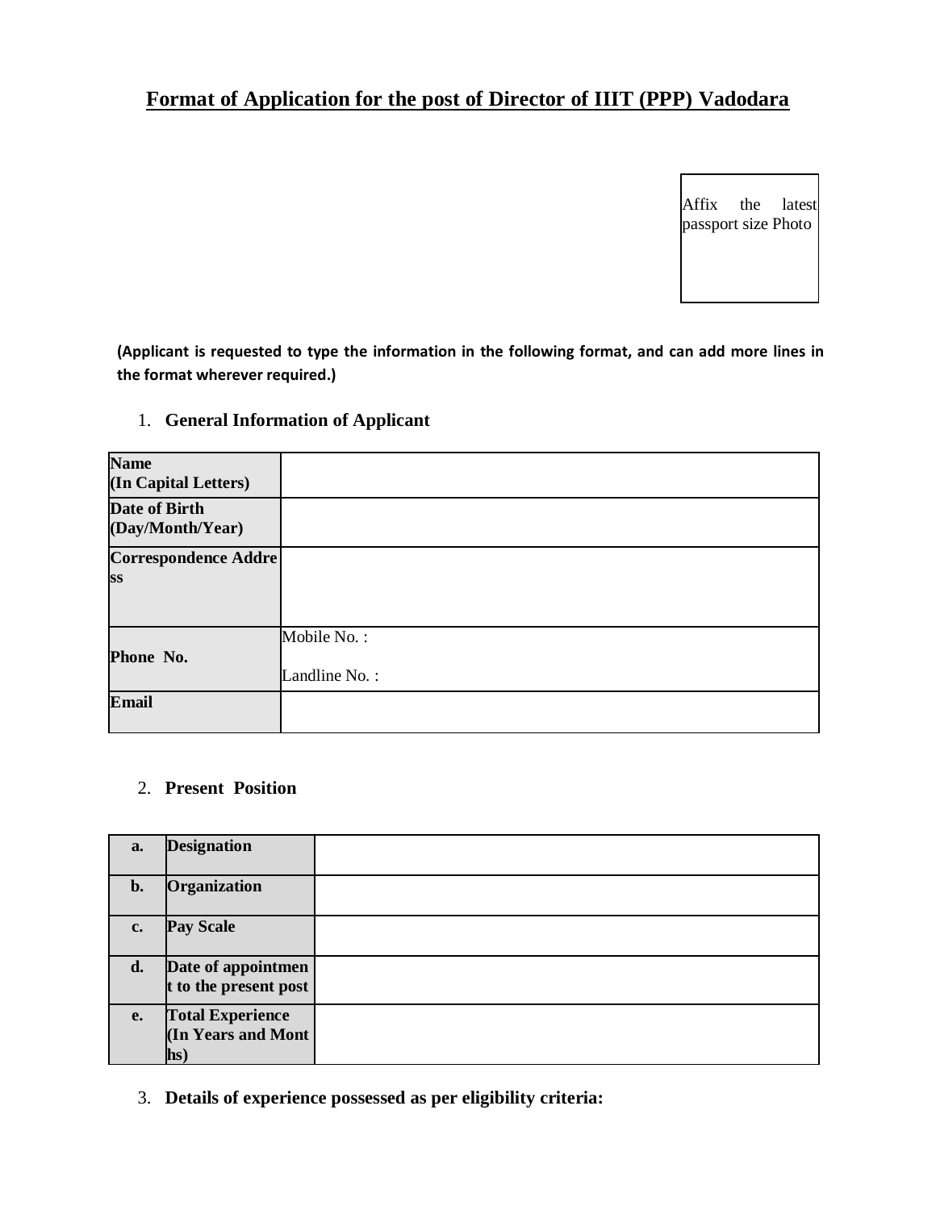## Format of Application for the post of Director of IIIT (PPP) Vadodara

| Affix the latest passport size Photo |
|---|

**(Applicant is requested to type the information in the following format, and can add more lines in the format wherever required.)**

1. **General Information of Applicant**

| | |
|---|---|
| **Name (In Capital Letters)** | |
| **Date of Birth (Day/Month/Year)** | |
| **Correspondence Address** | |
| **Phone No.** | Mobile No. :<br>Landline No. : |
| **Email** | |

2. **Present Position**

| | | |
|---|---|---|
| **a.** | **Designation** | |
| **b.** | **Organization** | |
| **c.** | **Pay Scale** | |
| **d.** | **Date of appointment to the present post** | |
| **e.** | **Total Experience (In Years and Months)** | |

3. **Details of experience possessed as per eligibility criteria:**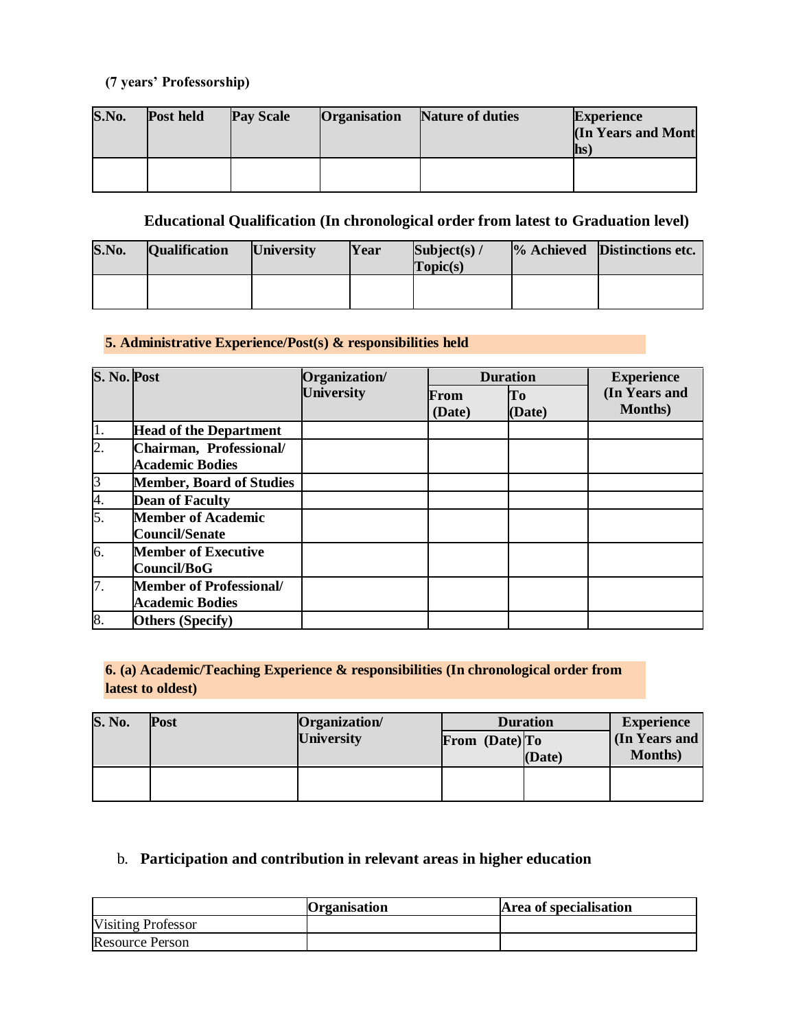**(7 years' Professorship)**

| S.No. | Post held | Pay Scale | Organisation | Nature of duties | Experience (In Years and Months) |
|---|---|---|---|---|---|
| | | | | | |

### Educational Qualification (In chronological order from latest to Graduation level)

| S.No. | Qualification | University | Year | Subject(s) / Topic(s) | % Achieved | Distinctions etc. |
|---|---|---|---|---|---|---|
| | | | | | | |

### 5. Administrative Experience/Post(s) & responsibilities held

| S. No. | Post | Organization/ University | Duration | | Experience (In Years and Months) |
|---|---|---|---|---|---|
| | | | From (Date) | To (Date) | |
| 1. | Head of the Department | | | | |
| 2. | Chairman, Professional/ Academic Bodies | | | | |
| 3 | Member, Board of Studies | | | | |
| 4. | Dean of Faculty | | | | |
| 5. | Member of Academic Council/Senate | | | | |
| 6. | Member of Executive Council/BoG | | | | |
| 7. | Member of Professional/ Academic Bodies | | | | |
| 8. | Others (Specify) | | | | |

### 6. (a) Academic/Teaching Experience & responsibilities (In chronological order from latest to oldest)

| S. No. | Post | Organization/ University | Duration | | Experience (In Years and Months) |
|---|---|---|---|---|---|
| | | | From (Date) | To (Date) | |
| | | | | | |

### b. Participation and contribution in relevant areas in higher education

| | Organisation | Area of specialisation |
|---|---|---|
| Visiting Professor | | |
| Resource Person | | |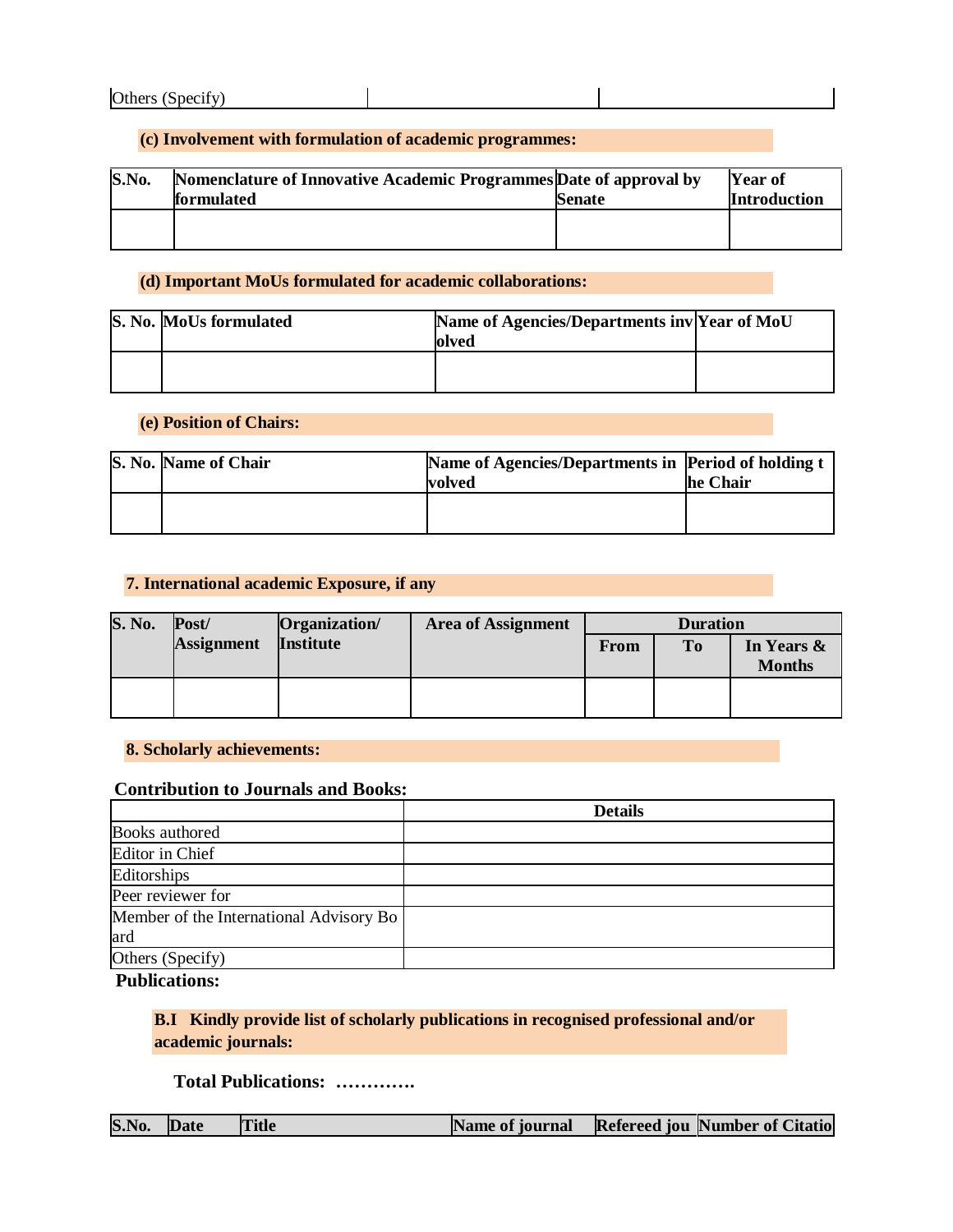| Others (Specify) | | | |
|---|---|---|---|

**(c) Involvement with formulation of academic programmes:**

| S.No. | Nomenclature of Innovative Academic Programmes formulated | Date of approval by Senate | Year of Introduction |
|---|---|---|---|
| | | | |

**(d) Important MoUs formulated for academic collaborations:**

| S. No. | MoUs formulated | Name of Agencies/Departments involved | Year of MoU |
|---|---|---|---|
| | | | |

**(e) Position of Chairs:**

| S. No. | Name of Chair | Name of Agencies/Departments involved | Period of holding the Chair |
|---|---|---|---|
| | | | |

**7. International academic Exposure, if any**

| S. No. | Post/ Assignment | Organization/ Institute | Area of Assignment | Duration | | |
|---|---|---|---|---|---|---|
| | | | | From | To | In Years & Months |
| | | | | | | |

**8. Scholarly achievements:**

**Contribution to Journals and Books:**

| | Details |
|---|---|
| Books authored | |
| Editor in Chief | |
| Editorships | |
| Peer reviewer for | |
| Member of the International Advisory Board | |
| Others (Specify) | |

**Publications:**

**B.I Kindly provide list of scholarly publications in recognised professional and/or academic journals:**

**Total Publications: ………….**

| S.No. | Date | Title | Name of journal | Refereed jou | Number of Citatio |
|---|---|---|---|---|---|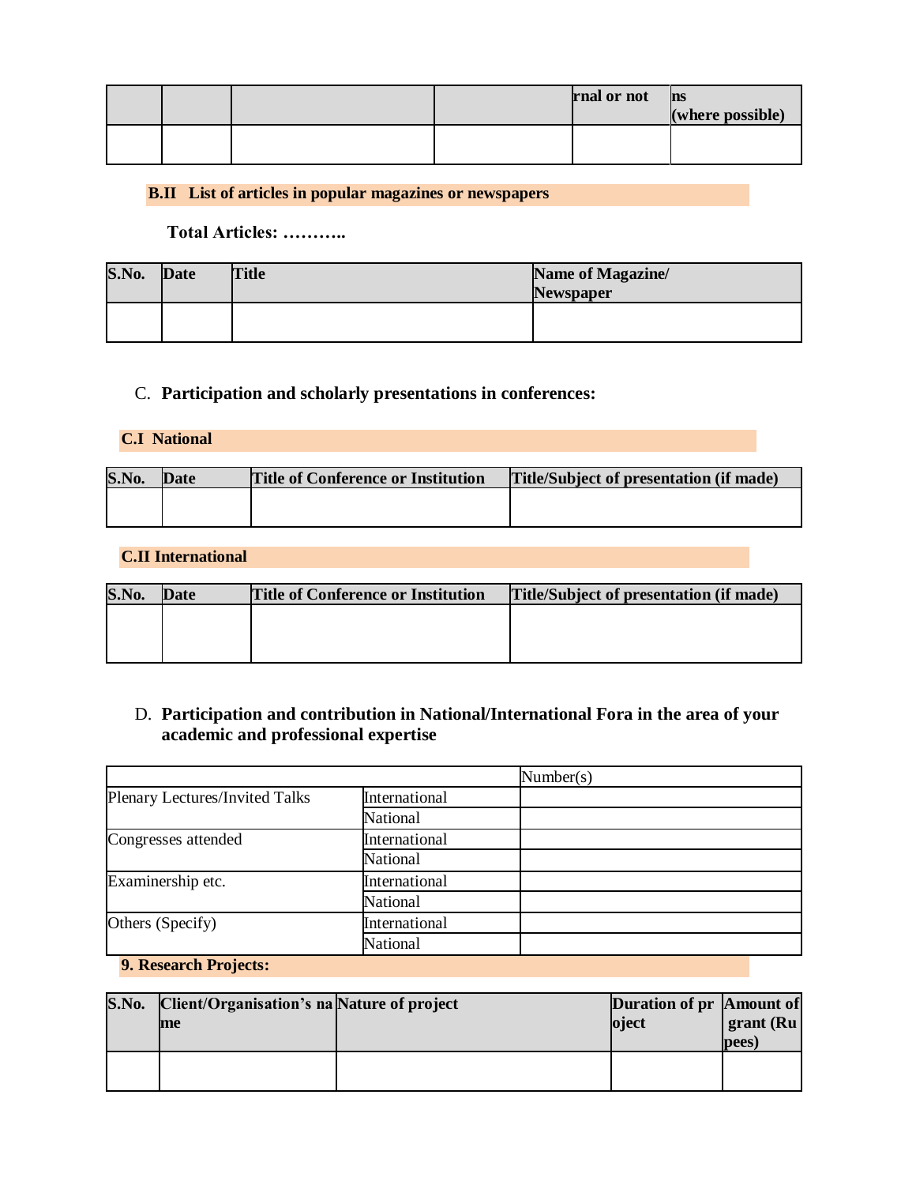|  |  |  |  | rnal or not | ns (where possible) |
|---|---|---|---|---|---|
|  |  |  |  |  |  |

**B.II List of articles in popular magazines or newspapers**

**Total Articles: ………..**

| S.No. | Date | Title | Name of Magazine/ Newspaper |
|---|---|---|---|
|  |  |  |  |

C. **Participation and scholarly presentations in conferences:**

**C.I National**

| S.No. | Date | Title of Conference or Institution | Title/Subject of presentation (if made) |
|---|---|---|---|
|  |  |  |  |

**C.II International**

| S.No. | Date | Title of Conference or Institution | Title/Subject of presentation (if made) |
|---|---|---|---|
|  |  |  |  |

D. **Participation and contribution in National/International Fora in the area of your academic and professional expertise**

|  |  | Number(s) |
|---|---|---|
| Plenary Lectures/Invited Talks | International |  |
|  | National |  |
| Congresses attended | International |  |
|  | National |  |
| Examinership etc. | International |  |
|  | National |  |
| Others (Specify) | International |  |
|  | National |  |

**9. Research Projects:**

| S.No. | Client/Organisation's name | Nature of project | Duration of project | Amount of grant (Rupees) |
|---|---|---|---|---|
|  |  |  |  |  |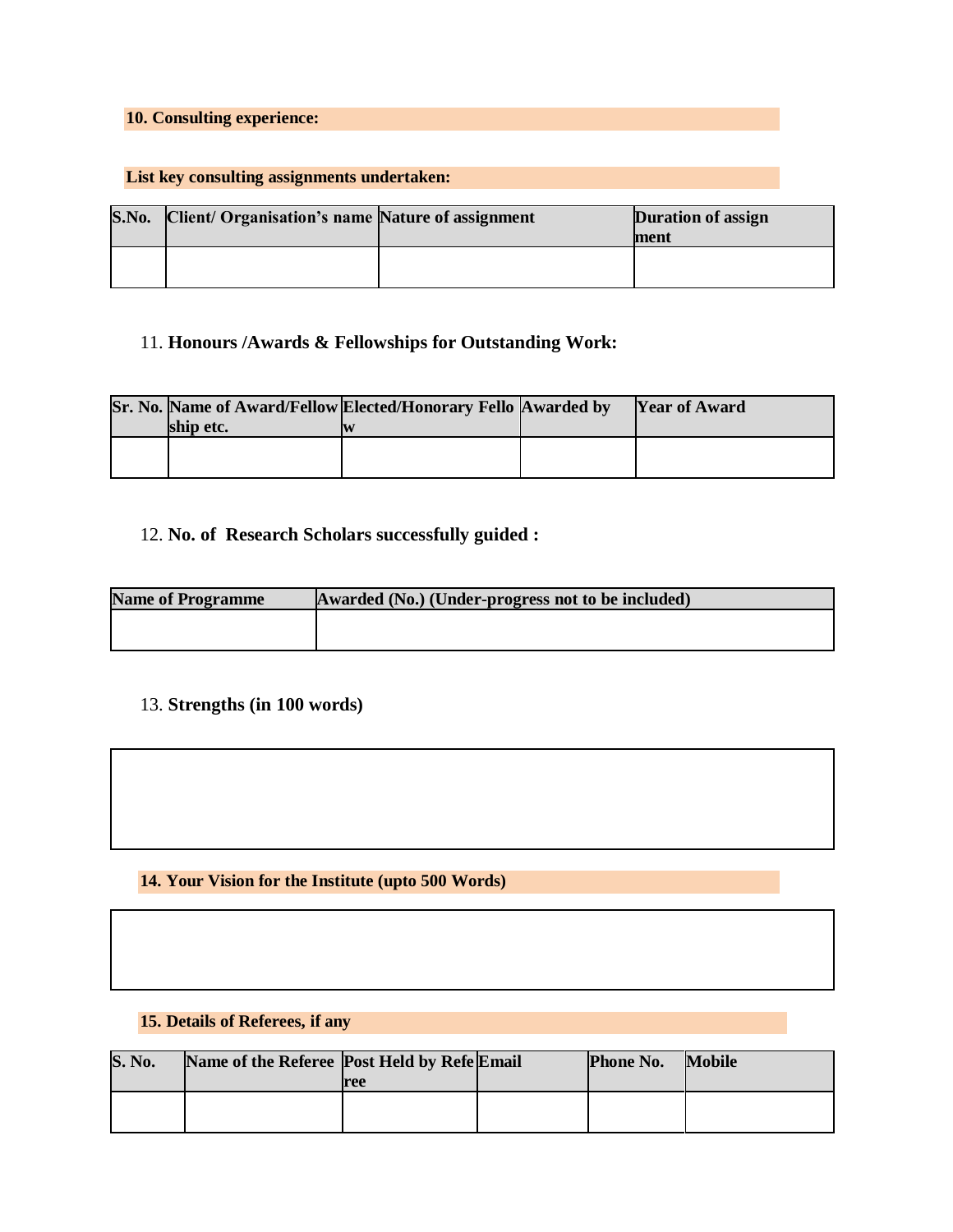**10. Consulting experience:**

**List key consulting assignments undertaken:**

| S.No. | Client/ Organisation's name | Nature of assignment | Duration of assignment |
|---|---|---|---|
| | | | |

11. **Honours /Awards & Fellowships for Outstanding Work:**

| Sr. No. | Name of Award/Fellowship etc. | Elected/Honorary Fellow | Awarded by | Year of Award |
|---|---|---|---|---|
| | | | | |

12. **No. of Research Scholars successfully guided :**

| Name of Programme | Awarded (No.) (Under-progress not to be included) |
|---|---|
| | |

13. **Strengths (in 100 words)**

| |
|---|
| |

**14. Your Vision for the Institute (upto 500 Words)**

| |
|---|
| |

**15. Details of Referees, if any**

| S. No. | Name of the Referee | Post Held by Referee | Email | Phone No. | Mobile |
|---|---|---|---|---|---|
| | | | | | |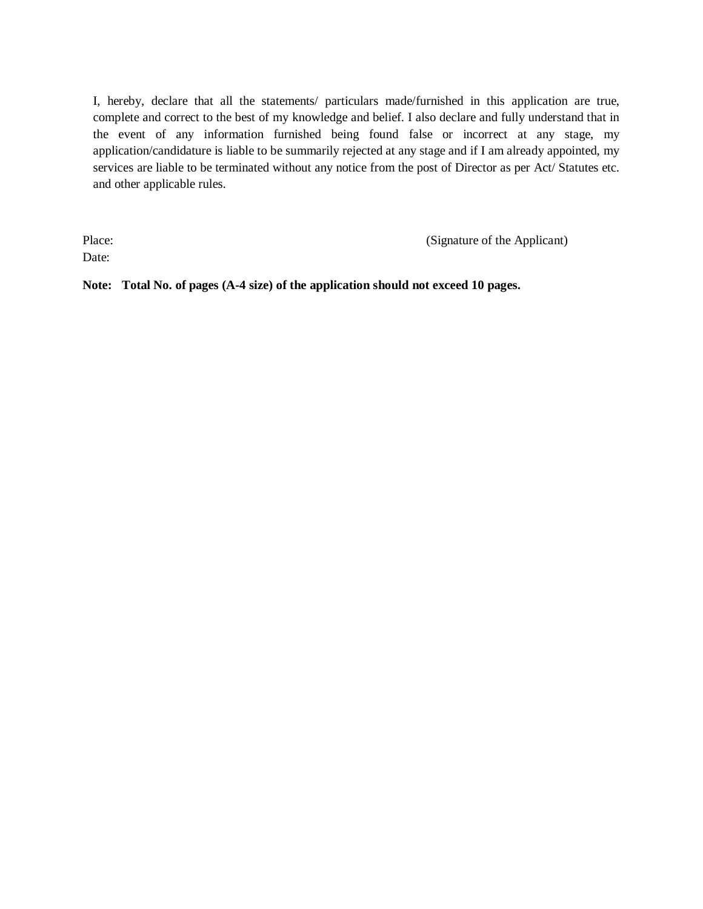I, hereby, declare that all the statements/ particulars made/furnished in this application are true, complete and correct to the best of my knowledge and belief. I also declare and fully understand that in the event of any information furnished being found false or incorrect at any stage, my application/candidature is liable to be summarily rejected at any stage and if I am already appointed, my services are liable to be terminated without any notice from the post of Director as per Act/ Statutes etc. and other applicable rules.

Place: (Signature of the Applicant)

Date:

**Note: Total No. of pages (A-4 size) of the application should not exceed 10 pages.**